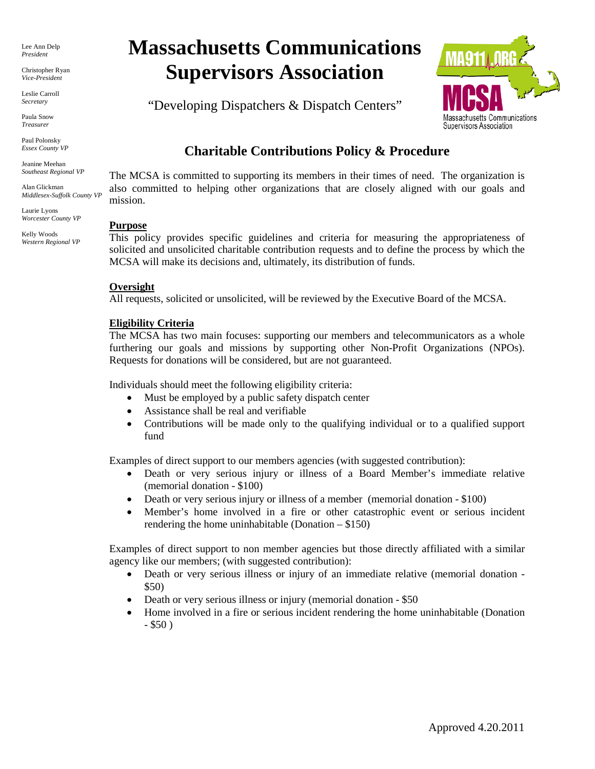Lee Ann Delp
*President*

Christopher Ryan
*Vice-President*

Leslie Carroll
*Secretary*

Paula Snow
*Treasurer*

Paul Polonsky
*Essex County VP*

Jeanine Meehan
*Southeast Regional VP*

Alan Glickman
*Middlesex-Suffolk County VP*

Laurie Lyons
*Worcester County VP*

Kelly Woods
*Western Regional VP*

# Massachusetts Communications Supervisors Association

"Developing Dispatchers & Dispatch Centers"

MA911.ORG
MCSA
Massachusetts Communications Supervisors Association

## Charitable Contributions Policy & Procedure

The MCSA is committed to supporting its members in their times of need. The organization is also committed to helping other organizations that are closely aligned with our goals and mission.

**Purpose**

This policy provides specific guidelines and criteria for measuring the appropriateness of solicited and unsolicited charitable contribution requests and to define the process by which the MCSA will make its decisions and, ultimately, its distribution of funds.

**Oversight**

All requests, solicited or unsolicited, will be reviewed by the Executive Board of the MCSA.

**Eligibility Criteria**

The MCSA has two main focuses: supporting our members and telecommunicators as a whole furthering our goals and missions by supporting other Non-Profit Organizations (NPOs). Requests for donations will be considered, but are not guaranteed.

Individuals should meet the following eligibility criteria:

- Must be employed by a public safety dispatch center
- Assistance shall be real and verifiable
- Contributions will be made only to the qualifying individual or to a qualified support fund

Examples of direct support to our members agencies (with suggested contribution):

- Death or very serious injury or illness of a Board Member's immediate relative (memorial donation - $100)
- Death or very serious injury or illness of a member (memorial donation - $100)
- Member's home involved in a fire or other catastrophic event or serious incident rendering the home uninhabitable (Donation – $150)

Examples of direct support to non member agencies but those directly affiliated with a similar agency like our members; (with suggested contribution):

- Death or very serious illness or injury of an immediate relative (memorial donation - $50)
- Death or very serious illness or injury (memorial donation - $50
- Home involved in a fire or serious incident rendering the home uninhabitable (Donation - $50 )

Approved 4.20.2011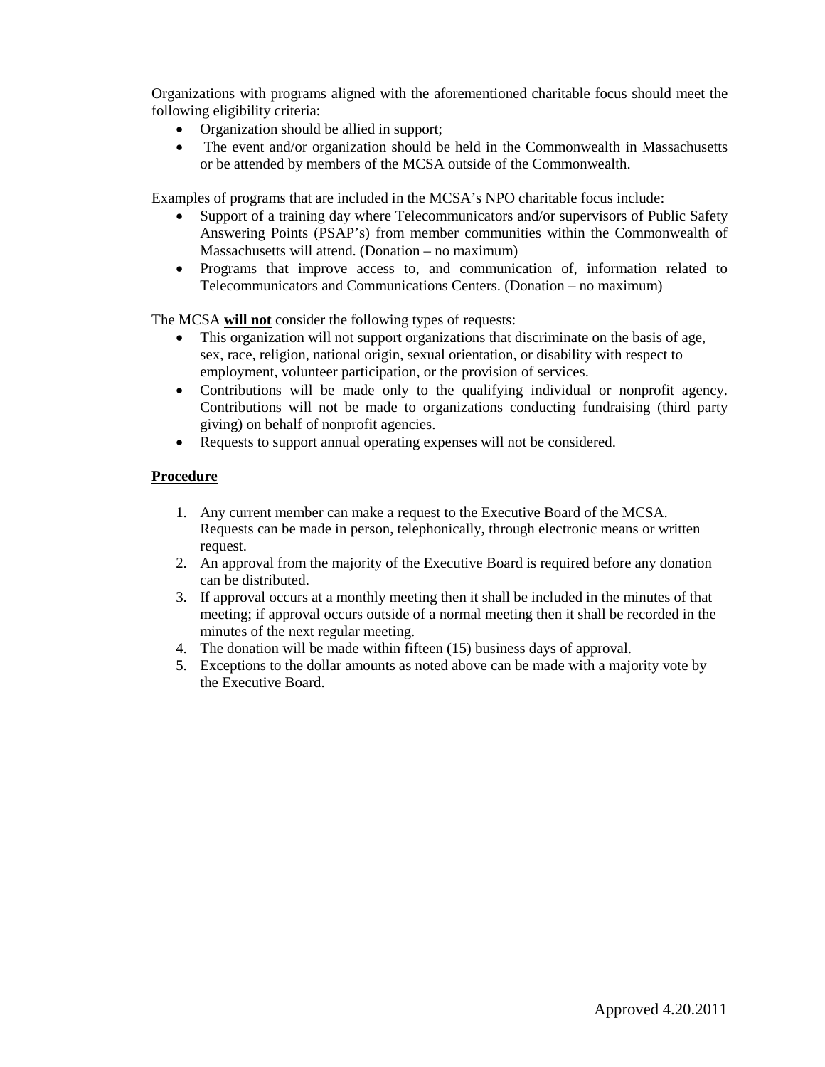Organizations with programs aligned with the aforementioned charitable focus should meet the following eligibility criteria:

- Organization should be allied in support;
- The event and/or organization should be held in the Commonwealth in Massachusetts or be attended by members of the MCSA outside of the Commonwealth.

Examples of programs that are included in the MCSA's NPO charitable focus include:

- Support of a training day where Telecommunicators and/or supervisors of Public Safety Answering Points (PSAP's) from member communities within the Commonwealth of Massachusetts will attend. (Donation – no maximum)
- Programs that improve access to, and communication of, information related to Telecommunicators and Communications Centers. (Donation – no maximum)

The MCSA **will not** consider the following types of requests:

- This organization will not support organizations that discriminate on the basis of age, sex, race, religion, national origin, sexual orientation, or disability with respect to employment, volunteer participation, or the provision of services.
- Contributions will be made only to the qualifying individual or nonprofit agency. Contributions will not be made to organizations conducting fundraising (third party giving) on behalf of nonprofit agencies.
- Requests to support annual operating expenses will not be considered.

**Procedure**

1. Any current member can make a request to the Executive Board of the MCSA. Requests can be made in person, telephonically, through electronic means or written request.
2. An approval from the majority of the Executive Board is required before any donation can be distributed.
3. If approval occurs at a monthly meeting then it shall be included in the minutes of that meeting; if approval occurs outside of a normal meeting then it shall be recorded in the minutes of the next regular meeting.
4. The donation will be made within fifteen (15) business days of approval.
5. Exceptions to the dollar amounts as noted above can be made with a majority vote by the Executive Board.

Approved 4.20.2011